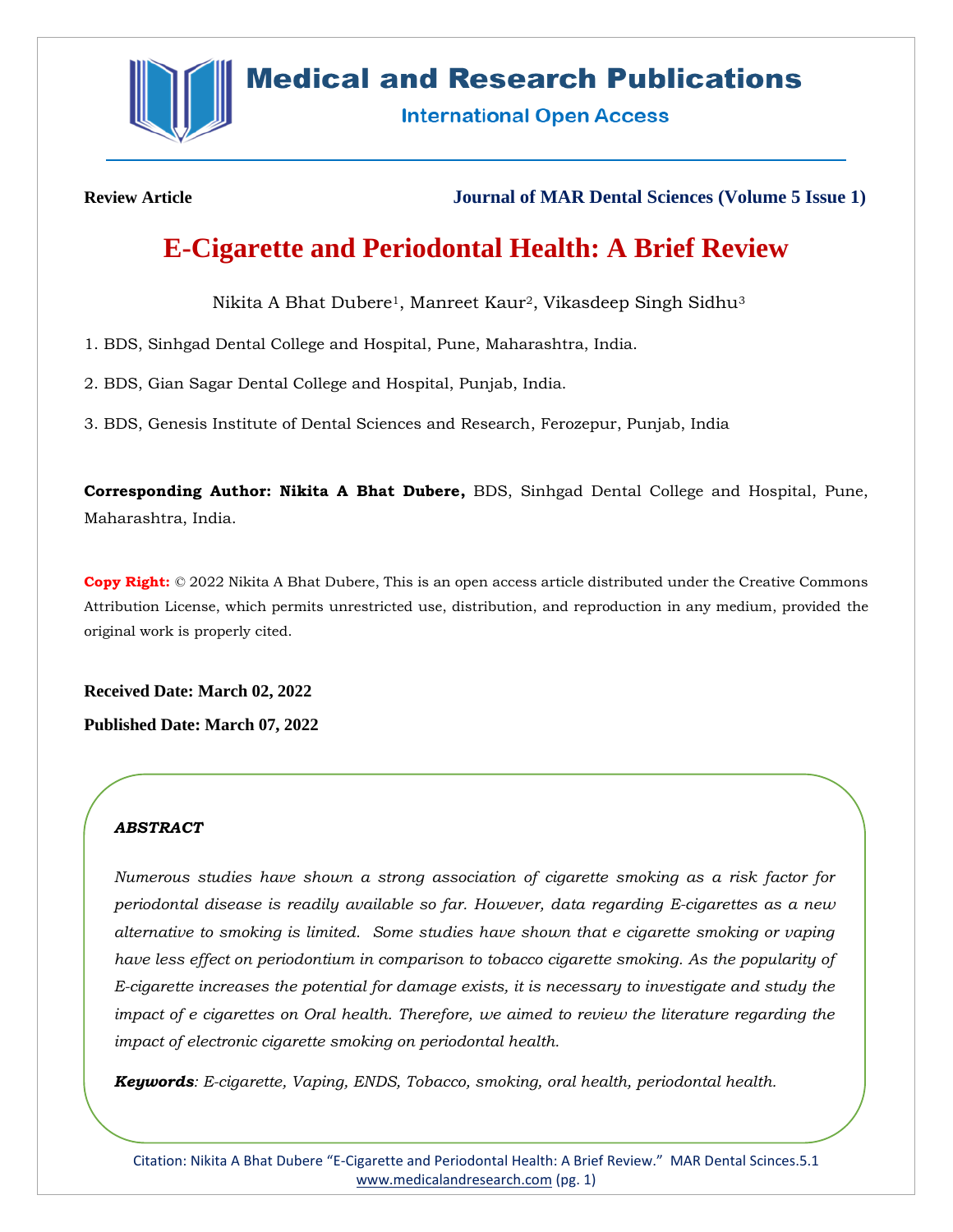**Review Article**

**Journal of MAR Dental Sciences (Volume 5 Issue 1)**

# E-Cigarette and Periodontal Health: A Brief Review

Nikita A Bhat Dubere[1], Manreet Kaur[2], Vikasdeep Singh Sidhu[3]

1. BDS, Sinhgad Dental College and Hospital, Pune, Maharashtra, India.
2. BDS, Gian Sagar Dental College and Hospital, Punjab, India.
3. BDS, Genesis Institute of Dental Sciences and Research, Ferozepur, Punjab, India

**Corresponding Author: Nikita A Bhat Dubere,** BDS, Sinhgad Dental College and Hospital, Pune, Maharashtra, India.

**Copy Right:** © 2022 Nikita A Bhat Dubere, This is an open access article distributed under the Creative Commons Attribution License, which permits unrestricted use, distribution, and reproduction in any medium, provided the original work is properly cited.

**Received Date: March 02, 2022**

**Published Date: March 07, 2022**

### *ABSTRACT*

*Numerous studies have shown a strong association of cigarette smoking as a risk factor for periodontal disease is readily available so far. However, data regarding E-cigarettes as a new alternative to smoking is limited. Some studies have shown that e cigarette smoking or vaping have less effect on periodontium in comparison to tobacco cigarette smoking. As the popularity of E-cigarette increases the potential for damage exists, it is necessary to investigate and study the impact of e cigarettes on Oral health. Therefore, we aimed to review the literature regarding the impact of electronic cigarette smoking on periodontal health.*

***Keywords****: E-cigarette, Vaping, ENDS, Tobacco, smoking, oral health, periodontal health.*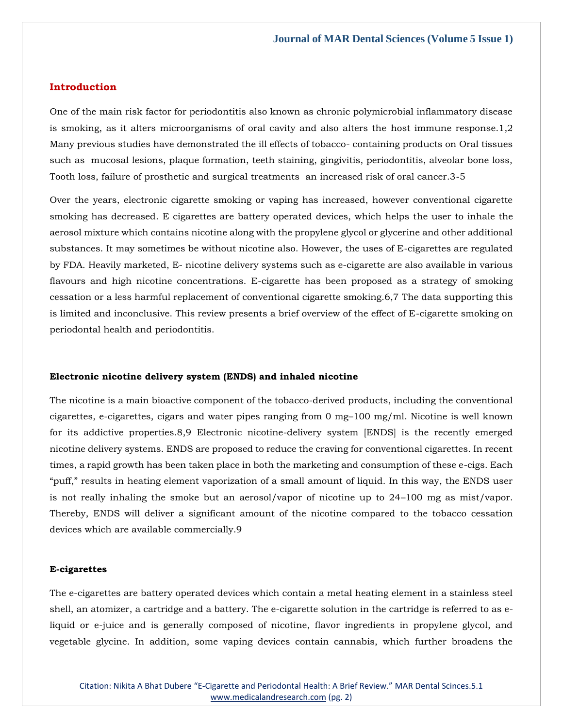## Introduction

One of the main risk factor for periodontitis also known as chronic polymicrobial inflammatory disease is smoking, as it alters microorganisms of oral cavity and also alters the host immune response.[1,2] Many previous studies have demonstrated the ill effects of tobacco- containing products on Oral tissues such as mucosal lesions, plaque formation, teeth staining, gingivitis, periodontitis, alveolar bone loss, Tooth loss, failure of prosthetic and surgical treatments an increased risk of oral cancer.[3-5]

Over the years, electronic cigarette smoking or vaping has increased, however conventional cigarette smoking has decreased. E cigarettes are battery operated devices, which helps the user to inhale the aerosol mixture which contains nicotine along with the propylene glycol or glycerine and other additional substances. It may sometimes be without nicotine also. However, the uses of E-cigarettes are regulated by FDA. Heavily marketed, E- nicotine delivery systems such as e-cigarette are also available in various flavours and high nicotine concentrations. E-cigarette has been proposed as a strategy of smoking cessation or a less harmful replacement of conventional cigarette smoking.[6,7] The data supporting this is limited and inconclusive. This review presents a brief overview of the effect of E-cigarette smoking on periodontal health and periodontitis.

### Electronic nicotine delivery system (ENDS) and inhaled nicotine

The nicotine is a main bioactive component of the tobacco-derived products, including the conventional cigarettes, e-cigarettes, cigars and water pipes ranging from 0 mg–100 mg/ml. Nicotine is well known for its addictive properties.[8,9] Electronic nicotine-delivery system [ENDS] is the recently emerged nicotine delivery systems. ENDS are proposed to reduce the craving for conventional cigarettes. In recent times, a rapid growth has been taken place in both the marketing and consumption of these e-cigs. Each "puff," results in heating element vaporization of a small amount of liquid. In this way, the ENDS user is not really inhaling the smoke but an aerosol/vapor of nicotine up to 24–100 mg as mist/vapor. Thereby, ENDS will deliver a significant amount of the nicotine compared to the tobacco cessation devices which are available commercially.[9]

### E-cigarettes

The e-cigarettes are battery operated devices which contain a metal heating element in a stainless steel shell, an atomizer, a cartridge and a battery. The e-cigarette solution in the cartridge is referred to as e-liquid or e-juice and is generally composed of nicotine, flavor ingredients in propylene glycol, and vegetable glycine. In addition, some vaping devices contain cannabis, which further broadens the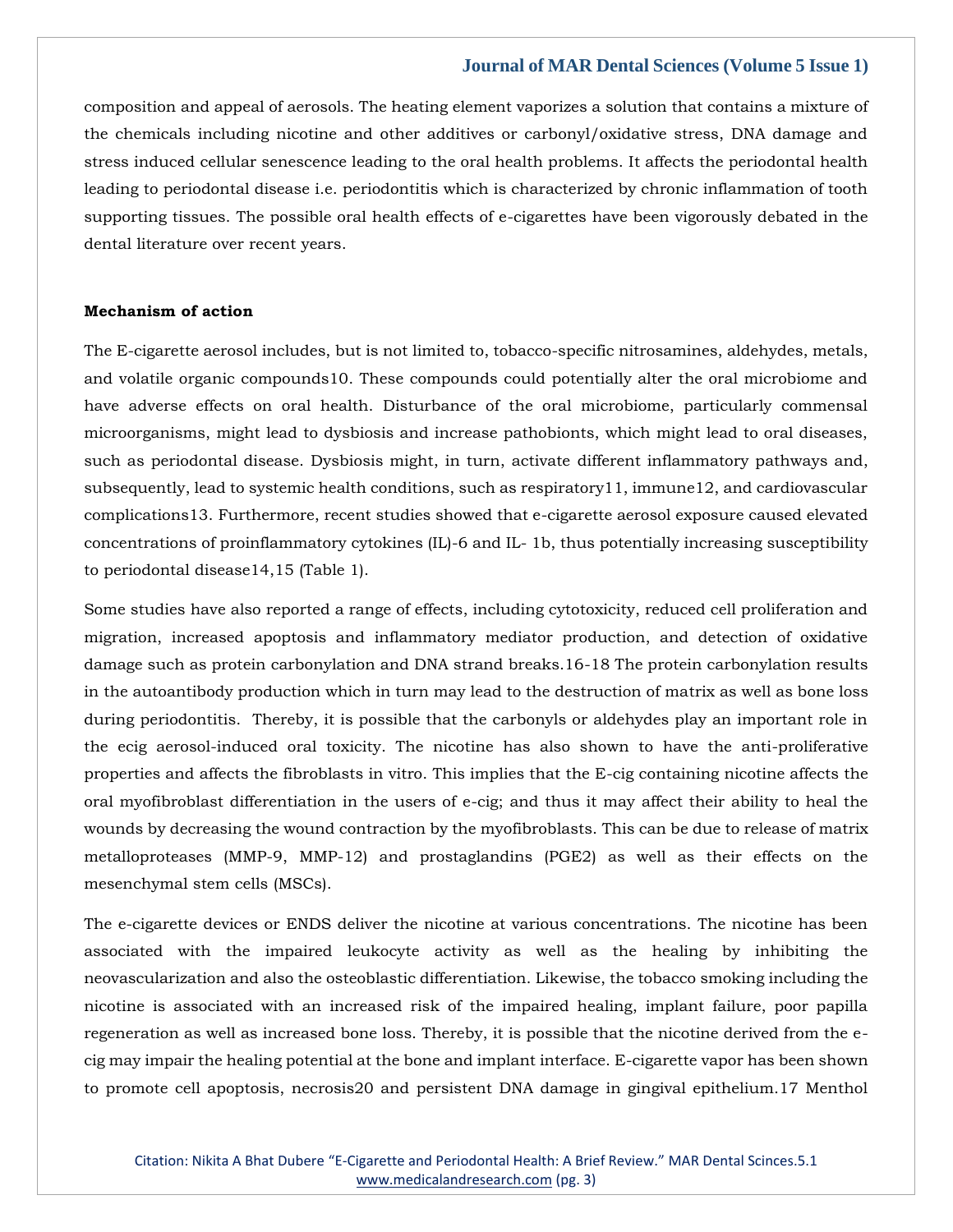composition and appeal of aerosols. The heating element vaporizes a solution that contains a mixture of the chemicals including nicotine and other additives or carbonyl/oxidative stress, DNA damage and stress induced cellular senescence leading to the oral health problems. It affects the periodontal health leading to periodontal disease i.e. periodontitis which is characterized by chronic inflammation of tooth supporting tissues. The possible oral health effects of e-cigarettes have been vigorously debated in the dental literature over recent years.

**Mechanism of action**

The E-cigarette aerosol includes, but is not limited to, tobacco-specific nitrosamines, aldehydes, metals, and volatile organic compounds[10]. These compounds could potentially alter the oral microbiome and have adverse effects on oral health. Disturbance of the oral microbiome, particularly commensal microorganisms, might lead to dysbiosis and increase pathobionts, which might lead to oral diseases, such as periodontal disease. Dysbiosis might, in turn, activate different inflammatory pathways and, subsequently, lead to systemic health conditions, such as respiratory[11], immune[12], and cardiovascular complications[13]. Furthermore, recent studies showed that e-cigarette aerosol exposure caused elevated concentrations of proinflammatory cytokines (IL)-6 and IL- 1b, thus potentially increasing susceptibility to periodontal disease[14,15] (Table 1).

Some studies have also reported a range of effects, including cytotoxicity, reduced cell proliferation and migration, increased apoptosis and inflammatory mediator production, and detection of oxidative damage such as protein carbonylation and DNA strand breaks.[16-18] The protein carbonylation results in the autoantibody production which in turn may lead to the destruction of matrix as well as bone loss during periodontitis. Thereby, it is possible that the carbonyls or aldehydes play an important role in the ecig aerosol-induced oral toxicity. The nicotine has also shown to have the anti-proliferative properties and affects the fibroblasts in vitro. This implies that the E-cig containing nicotine affects the oral myofibroblast differentiation in the users of e-cig; and thus it may affect their ability to heal the wounds by decreasing the wound contraction by the myofibroblasts. This can be due to release of matrix metalloproteases (MMP-9, MMP-12) and prostaglandins (PGE2) as well as their effects on the mesenchymal stem cells (MSCs).

The e-cigarette devices or ENDS deliver the nicotine at various concentrations. The nicotine has been associated with the impaired leukocyte activity as well as the healing by inhibiting the neovascularization and also the osteoblastic differentiation. Likewise, the tobacco smoking including the nicotine is associated with an increased risk of the impaired healing, implant failure, poor papilla regeneration as well as increased bone loss. Thereby, it is possible that the nicotine derived from the e-cig may impair the healing potential at the bone and implant interface. E-cigarette vapor has been shown to promote cell apoptosis, necrosis[20] and persistent DNA damage in gingival epithelium.[17] Menthol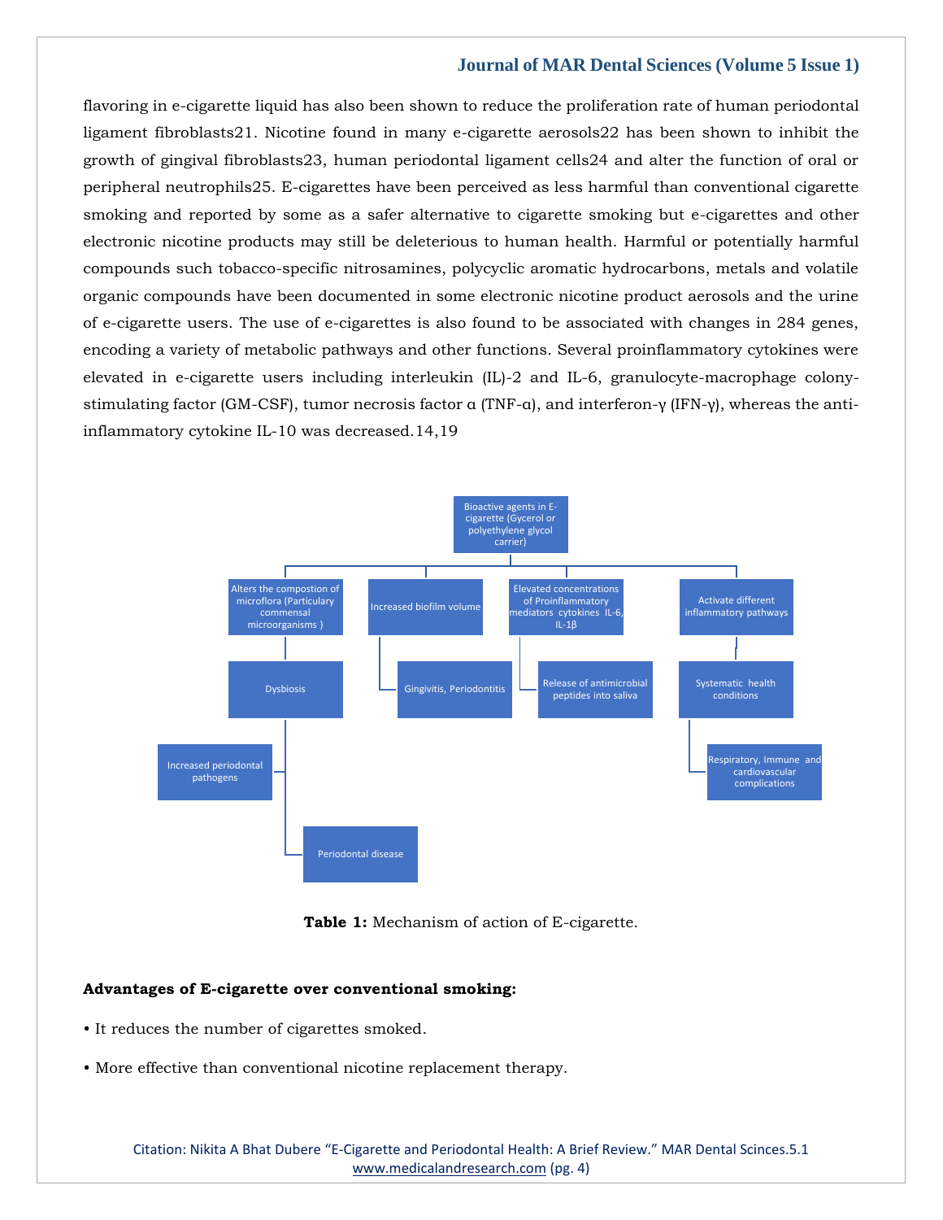flavoring in e-cigarette liquid has also been shown to reduce the proliferation rate of human periodontal ligament fibroblasts[21]. Nicotine found in many e-cigarette aerosols[22] has been shown to inhibit the growth of gingival fibroblasts[23], human periodontal ligament cells[24] and alter the function of oral or peripheral neutrophils[25]. E-cigarettes have been perceived as less harmful than conventional cigarette smoking and reported by some as a safer alternative to cigarette smoking but e-cigarettes and other electronic nicotine products may still be deleterious to human health. Harmful or potentially harmful compounds such tobacco-specific nitrosamines, polycyclic aromatic hydrocarbons, metals and volatile organic compounds have been documented in some electronic nicotine product aerosols and the urine of e-cigarette users. The use of e-cigarettes is also found to be associated with changes in 284 genes, encoding a variety of metabolic pathways and other functions. Several proinflammatory cytokines were elevated in e-cigarette users including interleukin (IL)-2 and IL-6, granulocyte-macrophage colony-stimulating factor (GM-CSF), tumor necrosis factor α (TNF-α), and interferon-γ (IFN-γ), whereas the anti-inflammatory cytokine IL-10 was decreased.[14,19]

- Bioactive agents in E-cigarette (Gycerol or polyethylene glycol carrier)
  - Alters the compostion of microflora (Particulary commensal microorganisms )
    - Dysbiosis
      - Increased periodontal pathogens
      - Periodontal disease
  - Increased biofilm volume
    - Gingivitis, Periodontitis
  - Elevated concentrations of Proinflammatory mediators cytokines IL-6, IL-1β
    - Release of antimicrobial peptides into saliva
  - Activate different inflammatory pathways
    - Systematic health conditions
      - Respiratory, Immune and cardiovascular complications

**Table 1:** Mechanism of action of E-cigarette.

**Advantages of E-cigarette over conventional smoking:**

- It reduces the number of cigarettes smoked.
- More effective than conventional nicotine replacement therapy.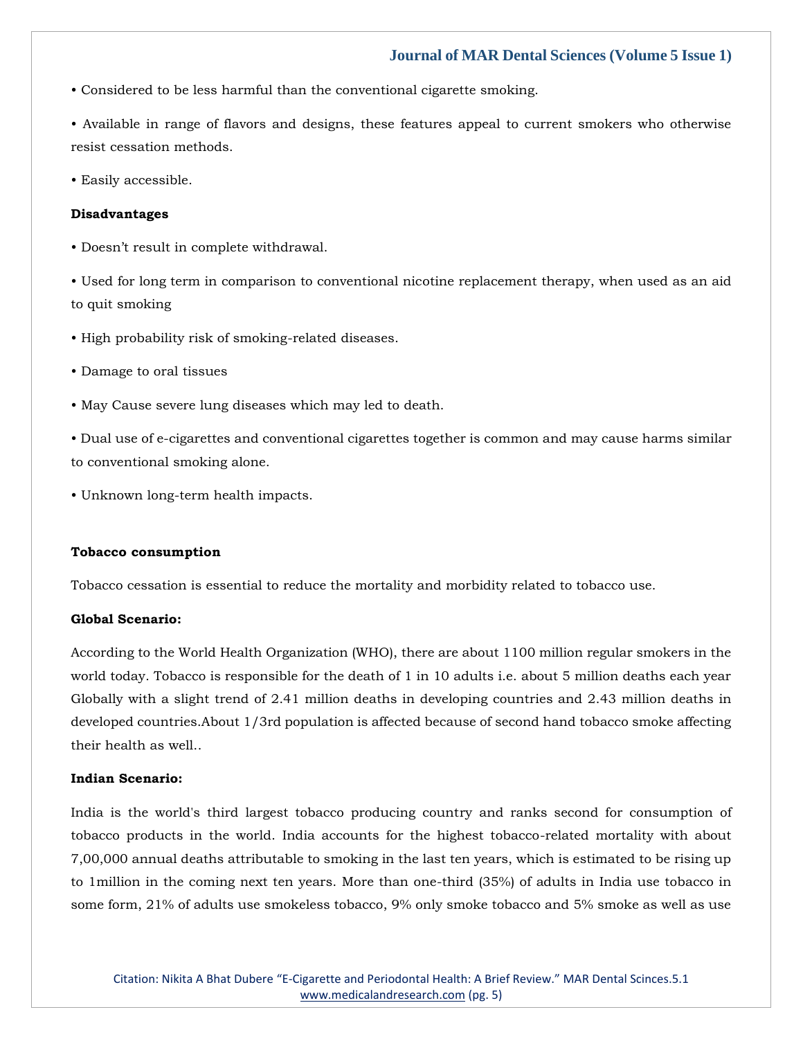• Considered to be less harmful than the conventional cigarette smoking.

• Available in range of flavors and designs, these features appeal to current smokers who otherwise resist cessation methods.

• Easily accessible.

**Disadvantages**

• Doesn't result in complete withdrawal.

• Used for long term in comparison to conventional nicotine replacement therapy, when used as an aid to quit smoking

• High probability risk of smoking-related diseases.

• Damage to oral tissues

• May Cause severe lung diseases which may led to death.

• Dual use of e-cigarettes and conventional cigarettes together is common and may cause harms similar to conventional smoking alone.

• Unknown long-term health impacts.

**Tobacco consumption**

Tobacco cessation is essential to reduce the mortality and morbidity related to tobacco use.

**Global Scenario:**

According to the World Health Organization (WHO), there are about 1100 million regular smokers in the world today. Tobacco is responsible for the death of 1 in 10 adults i.e. about 5 million deaths each year Globally with a slight trend of 2.41 million deaths in developing countries and 2.43 million deaths in developed countries.About 1/3rd population is affected because of second hand tobacco smoke affecting their health as well..

**Indian Scenario:**

India is the world's third largest tobacco producing country and ranks second for consumption of tobacco products in the world. India accounts for the highest tobacco-related mortality with about 7,00,000 annual deaths attributable to smoking in the last ten years, which is estimated to be rising up to 1million in the coming next ten years. More than one-third (35%) of adults in India use tobacco in some form, 21% of adults use smokeless tobacco, 9% only smoke tobacco and 5% smoke as well as use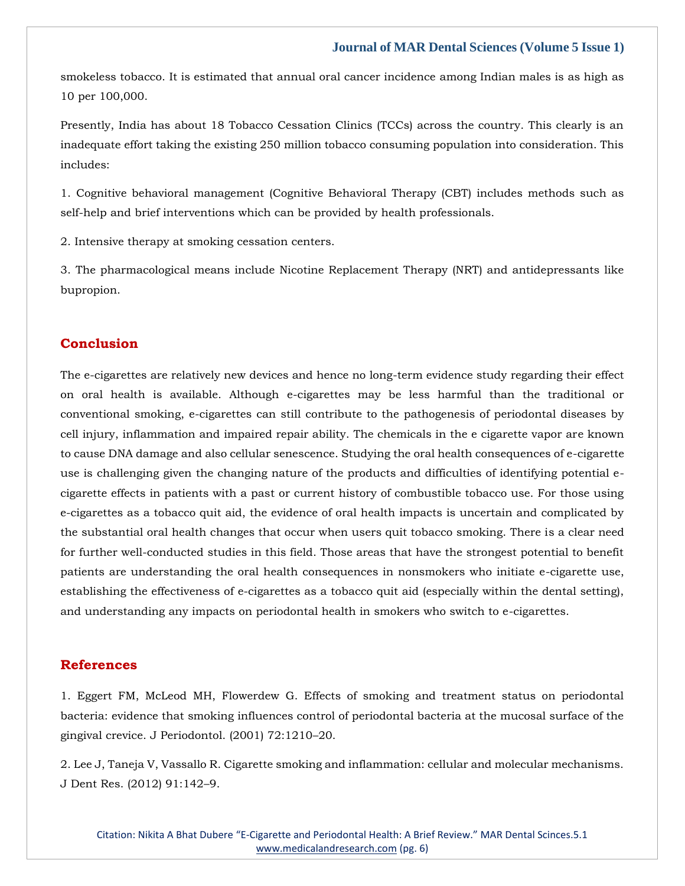smokeless tobacco. It is estimated that annual oral cancer incidence among Indian males is as high as 10 per 100,000.

Presently, India has about 18 Tobacco Cessation Clinics (TCCs) across the country. This clearly is an inadequate effort taking the existing 250 million tobacco consuming population into consideration. This includes:

1. Cognitive behavioral management (Cognitive Behavioral Therapy (CBT) includes methods such as self-help and brief interventions which can be provided by health professionals.

2. Intensive therapy at smoking cessation centers.

3. The pharmacological means include Nicotine Replacement Therapy (NRT) and antidepressants like bupropion.

## Conclusion

The e-cigarettes are relatively new devices and hence no long-term evidence study regarding their effect on oral health is available. Although e-cigarettes may be less harmful than the traditional or conventional smoking, e-cigarettes can still contribute to the pathogenesis of periodontal diseases by cell injury, inflammation and impaired repair ability. The chemicals in the e cigarette vapor are known to cause DNA damage and also cellular senescence. Studying the oral health consequences of e-cigarette use is challenging given the changing nature of the products and difficulties of identifying potential e-cigarette effects in patients with a past or current history of combustible tobacco use. For those using e-cigarettes as a tobacco quit aid, the evidence of oral health impacts is uncertain and complicated by the substantial oral health changes that occur when users quit tobacco smoking. There is a clear need for further well-conducted studies in this field. Those areas that have the strongest potential to benefit patients are understanding the oral health consequences in nonsmokers who initiate e-cigarette use, establishing the effectiveness of e-cigarettes as a tobacco quit aid (especially within the dental setting), and understanding any impacts on periodontal health in smokers who switch to e-cigarettes.

## References

1. Eggert FM, McLeod MH, Flowerdew G. Effects of smoking and treatment status on periodontal bacteria: evidence that smoking influences control of periodontal bacteria at the mucosal surface of the gingival crevice. J Periodontol. (2001) 72:1210–20.

2. Lee J, Taneja V, Vassallo R. Cigarette smoking and inflammation: cellular and molecular mechanisms. J Dent Res. (2012) 91:142–9.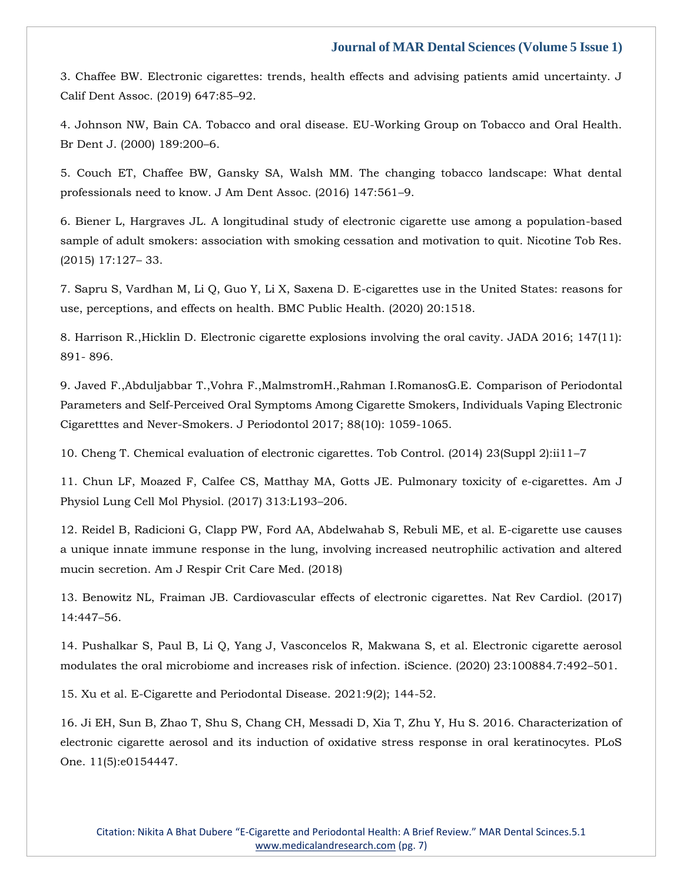3. Chaffee BW. Electronic cigarettes: trends, health effects and advising patients amid uncertainty. J Calif Dent Assoc. (2019) 647:85–92.

4. Johnson NW, Bain CA. Tobacco and oral disease. EU-Working Group on Tobacco and Oral Health. Br Dent J. (2000) 189:200–6.

5. Couch ET, Chaffee BW, Gansky SA, Walsh MM. The changing tobacco landscape: What dental professionals need to know. J Am Dent Assoc. (2016) 147:561–9.

6. Biener L, Hargraves JL. A longitudinal study of electronic cigarette use among a population-based sample of adult smokers: association with smoking cessation and motivation to quit. Nicotine Tob Res. (2015) 17:127– 33.

7. Sapru S, Vardhan M, Li Q, Guo Y, Li X, Saxena D. E-cigarettes use in the United States: reasons for use, perceptions, and effects on health. BMC Public Health. (2020) 20:1518.

8. Harrison R.,Hicklin D. Electronic cigarette explosions involving the oral cavity. JADA 2016; 147(11): 891- 896.

9. Javed F.,Abduljabbar T.,Vohra F.,MalmstromH.,Rahman I.RomanosG.E. Comparison of Periodontal Parameters and Self-Perceived Oral Symptoms Among Cigarette Smokers, Individuals Vaping Electronic Cigaretttes and Never-Smokers. J Periodontol 2017; 88(10): 1059-1065.

10. Cheng T. Chemical evaluation of electronic cigarettes. Tob Control. (2014) 23(Suppl 2):ii11–7

11. Chun LF, Moazed F, Calfee CS, Matthay MA, Gotts JE. Pulmonary toxicity of e-cigarettes. Am J Physiol Lung Cell Mol Physiol. (2017) 313:L193–206.

12. Reidel B, Radicioni G, Clapp PW, Ford AA, Abdelwahab S, Rebuli ME, et al. E-cigarette use causes a unique innate immune response in the lung, involving increased neutrophilic activation and altered mucin secretion. Am J Respir Crit Care Med. (2018)

13. Benowitz NL, Fraiman JB. Cardiovascular effects of electronic cigarettes. Nat Rev Cardiol. (2017) 14:447–56.

14. Pushalkar S, Paul B, Li Q, Yang J, Vasconcelos R, Makwana S, et al. Electronic cigarette aerosol modulates the oral microbiome and increases risk of infection. iScience. (2020) 23:100884.7:492–501.

15. Xu et al. E-Cigarette and Periodontal Disease. 2021:9(2); 144-52.

16. Ji EH, Sun B, Zhao T, Shu S, Chang CH, Messadi D, Xia T, Zhu Y, Hu S. 2016. Characterization of electronic cigarette aerosol and its induction of oxidative stress response in oral keratinocytes. PLoS One. 11(5):e0154447.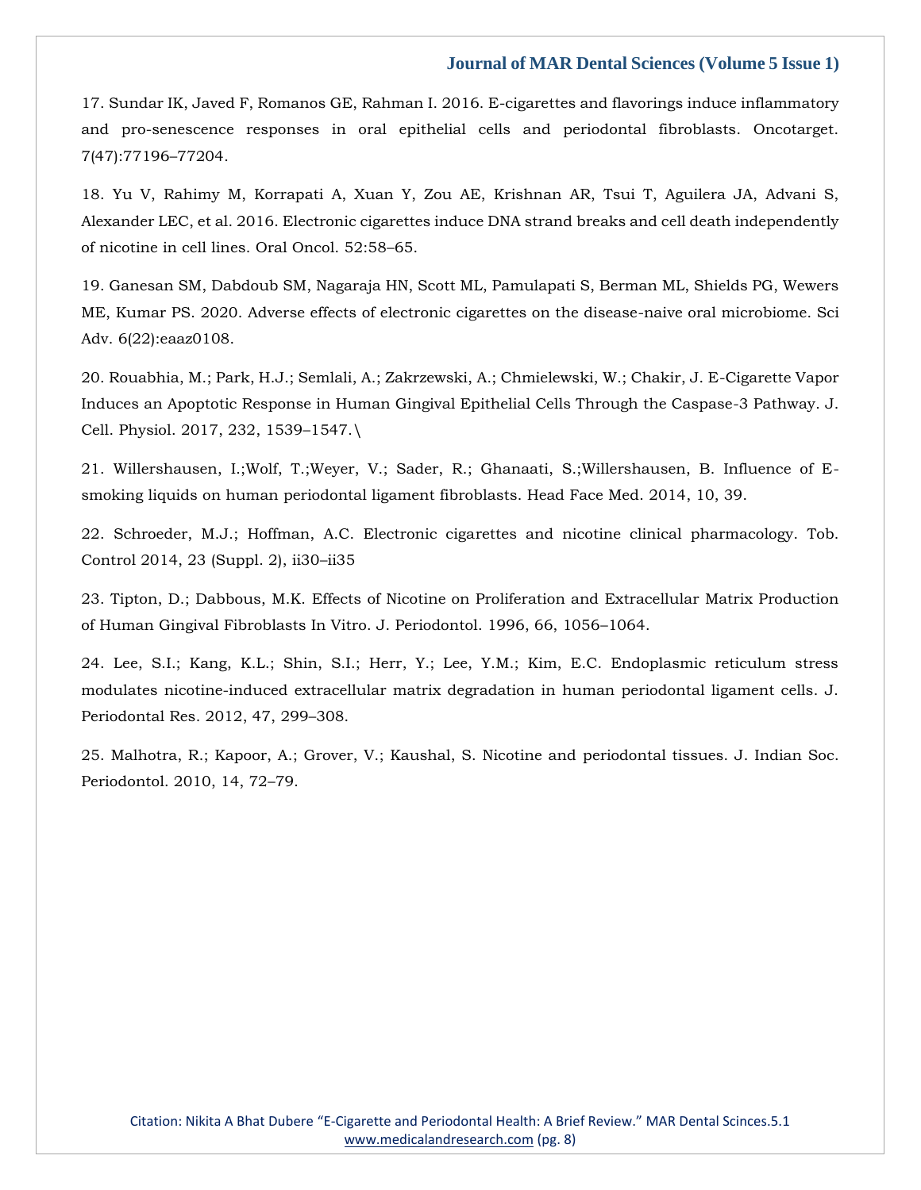17. Sundar IK, Javed F, Romanos GE, Rahman I. 2016. E-cigarettes and flavorings induce inflammatory and pro-senescence responses in oral epithelial cells and periodontal fibroblasts. Oncotarget. 7(47):77196–77204.

18. Yu V, Rahimy M, Korrapati A, Xuan Y, Zou AE, Krishnan AR, Tsui T, Aguilera JA, Advani S, Alexander LEC, et al. 2016. Electronic cigarettes induce DNA strand breaks and cell death independently of nicotine in cell lines. Oral Oncol. 52:58–65.

19. Ganesan SM, Dabdoub SM, Nagaraja HN, Scott ML, Pamulapati S, Berman ML, Shields PG, Wewers ME, Kumar PS. 2020. Adverse effects of electronic cigarettes on the disease-naive oral microbiome. Sci Adv. 6(22):eaaz0108.

20. Rouabhia, M.; Park, H.J.; Semlali, A.; Zakrzewski, A.; Chmielewski, W.; Chakir, J. E-Cigarette Vapor Induces an Apoptotic Response in Human Gingival Epithelial Cells Through the Caspase-3 Pathway. J. Cell. Physiol. 2017, 232, 1539–1547.\

21. Willershausen, I.;Wolf, T.;Weyer, V.; Sader, R.; Ghanaati, S.;Willershausen, B. Influence of E-smoking liquids on human periodontal ligament fibroblasts. Head Face Med. 2014, 10, 39.

22. Schroeder, M.J.; Hoffman, A.C. Electronic cigarettes and nicotine clinical pharmacology. Tob. Control 2014, 23 (Suppl. 2), ii30–ii35

23. Tipton, D.; Dabbous, M.K. Effects of Nicotine on Proliferation and Extracellular Matrix Production of Human Gingival Fibroblasts In Vitro. J. Periodontol. 1996, 66, 1056–1064.

24. Lee, S.I.; Kang, K.L.; Shin, S.I.; Herr, Y.; Lee, Y.M.; Kim, E.C. Endoplasmic reticulum stress modulates nicotine-induced extracellular matrix degradation in human periodontal ligament cells. J. Periodontal Res. 2012, 47, 299–308.

25. Malhotra, R.; Kapoor, A.; Grover, V.; Kaushal, S. Nicotine and periodontal tissues. J. Indian Soc. Periodontol. 2010, 14, 72–79.